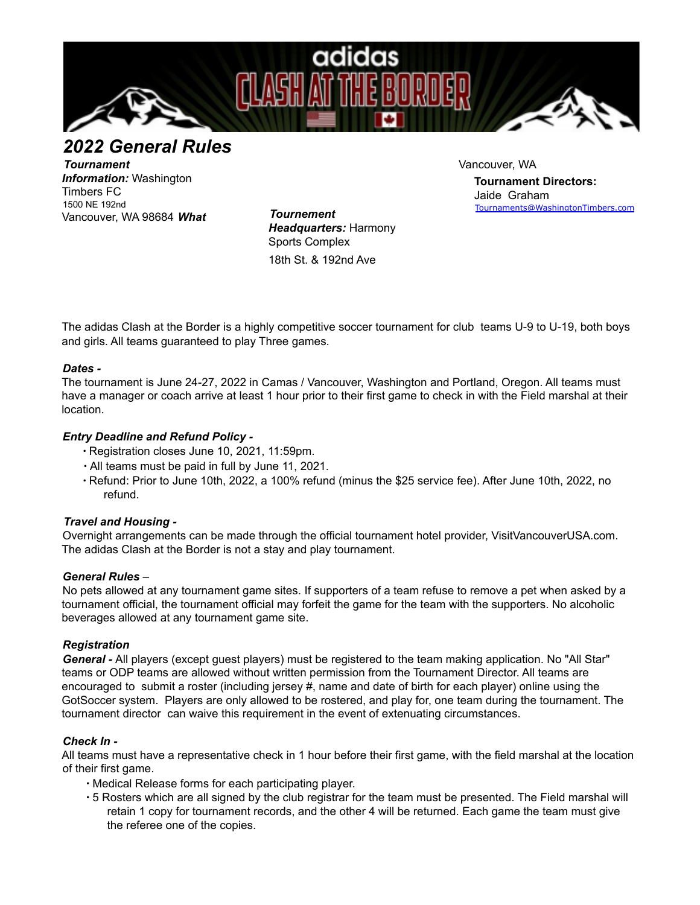adidas CLASH AT THE BORDER

# 2022 General Rules

***Tournament Information:*** Washington Timbers FC
1500 NE 192nd
Vancouver, WA 98684 ***What***

***Tournement Headquarters:*** Harmony Sports Complex
18th St. & 192nd Ave
Vancouver, WA

**Tournament Directors:**
Jaide Graham
Tournaments@WashingtonTimbers.com

The adidas Clash at the Border is a highly competitive soccer tournament for club teams U-9 to U-19, both boys and girls. All teams guaranteed to play Three games.

### *Dates -*

The tournament is June 24-27, 2022 in Camas / Vancouver, Washington and Portland, Oregon. All teams must have a manager or coach arrive at least 1 hour prior to their first game to check in with the Field marshal at their location.

### *Entry Deadline and Refund Policy -*

- Registration closes June 10, 2021, 11:59pm.
- All teams must be paid in full by June 11, 2021.
- Refund: Prior to June 10th, 2022, a 100% refund (minus the $25 service fee). After June 10th, 2022, no refund.

### *Travel and Housing -*

Overnight arrangements can be made through the official tournament hotel provider, VisitVancouverUSA.com. The adidas Clash at the Border is not a stay and play tournament.

### *General Rules* –

No pets allowed at any tournament game sites. If supporters of a team refuse to remove a pet when asked by a tournament official, the tournament official may forfeit the game for the team with the supporters. No alcoholic beverages allowed at any tournament game site.

### *Registration*

***General -*** All players (except guest players) must be registered to the team making application. No "All Star" teams or ODP teams are allowed without written permission from the Tournament Director. All teams are encouraged to submit a roster (including jersey #, name and date of birth for each player) online using the GotSoccer system. Players are only allowed to be rostered, and play for, one team during the tournament. The tournament director can waive this requirement in the event of extenuating circumstances.

### *Check In -*

All teams must have a representative check in 1 hour before their first game, with the field marshal at the location of their first game.

- Medical Release forms for each participating player.
- 5 Rosters which are all signed by the club registrar for the team must be presented. The Field marshal will retain 1 copy for tournament records, and the other 4 will be returned. Each game the team must give the referee one of the copies.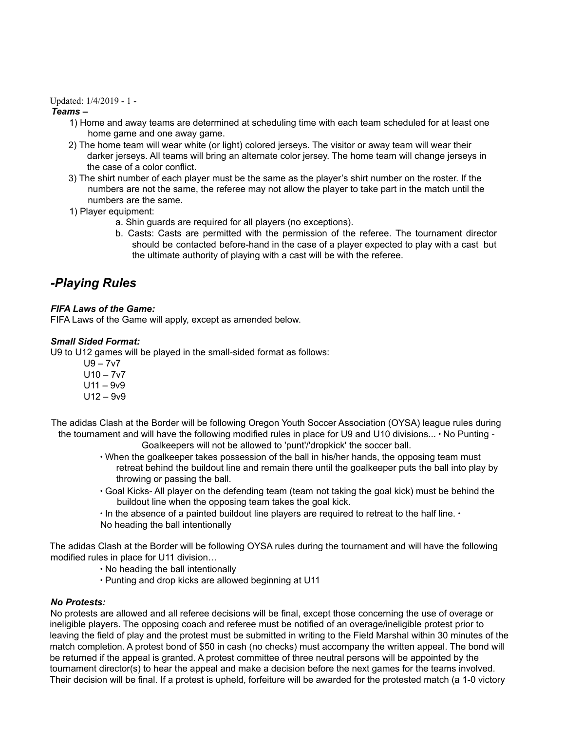### Teams –

1) Home and away teams are determined at scheduling time with each team scheduled for at least one home game and one away game.
2) The home team will wear white (or light) colored jerseys. The visitor or away team will wear their darker jerseys. All teams will bring an alternate color jersey. The home team will change jerseys in the case of a color conflict.
3) The shirt number of each player must be the same as the player's shirt number on the roster. If the numbers are not the same, the referee may not allow the player to take part in the match until the numbers are the same.

1) Player equipment:
    a. Shin guards are required for all players (no exceptions).
    b. Casts: Casts are permitted with the permission of the referee. The tournament director should be contacted before-hand in the case of a player expected to play with a cast but the ultimate authority of playing with a cast will be with the referee.

## -Playing Rules

***FIFA Laws of the Game:***

FIFA Laws of the Game will apply, except as amended below.

***Small Sided Format:***

U9 to U12 games will be played in the small-sided format as follows:

U9 – 7v7
U10 – 7v7
U11 – 9v9
U12 – 9v9

The adidas Clash at the Border will be following Oregon Youth Soccer Association (OYSA) league rules during the tournament and will have the following modified rules in place for U9 and U10 divisions...

- No Punting - Goalkeepers will not be allowed to 'punt'/'dropkick' the soccer ball.
- When the goalkeeper takes possession of the ball in his/her hands, the opposing team must retreat behind the buildout line and remain there until the goalkeeper puts the ball into play by throwing or passing the ball.
- Goal Kicks- All player on the defending team (team not taking the goal kick) must be behind the buildout line when the opposing team takes the goal kick.
- In the absence of a painted buildout line players are required to retreat to the half line.
- No heading the ball intentionally

The adidas Clash at the Border will be following OYSA rules during the tournament and will have the following modified rules in place for U11 division…

- No heading the ball intentionally
- Punting and drop kicks are allowed beginning at U11

***No Protests:***

No protests are allowed and all referee decisions will be final, except those concerning the use of overage or ineligible players. The opposing coach and referee must be notified of an overage/ineligible protest prior to leaving the field of play and the protest must be submitted in writing to the Field Marshal within 30 minutes of the match completion. A protest bond of $50 in cash (no checks) must accompany the written appeal. The bond will be returned if the appeal is granted. A protest committee of three neutral persons will be appointed by the tournament director(s) to hear the appeal and make a decision before the next games for the teams involved. Their decision will be final. If a protest is upheld, forfeiture will be awarded for the protested match (a 1-0 victory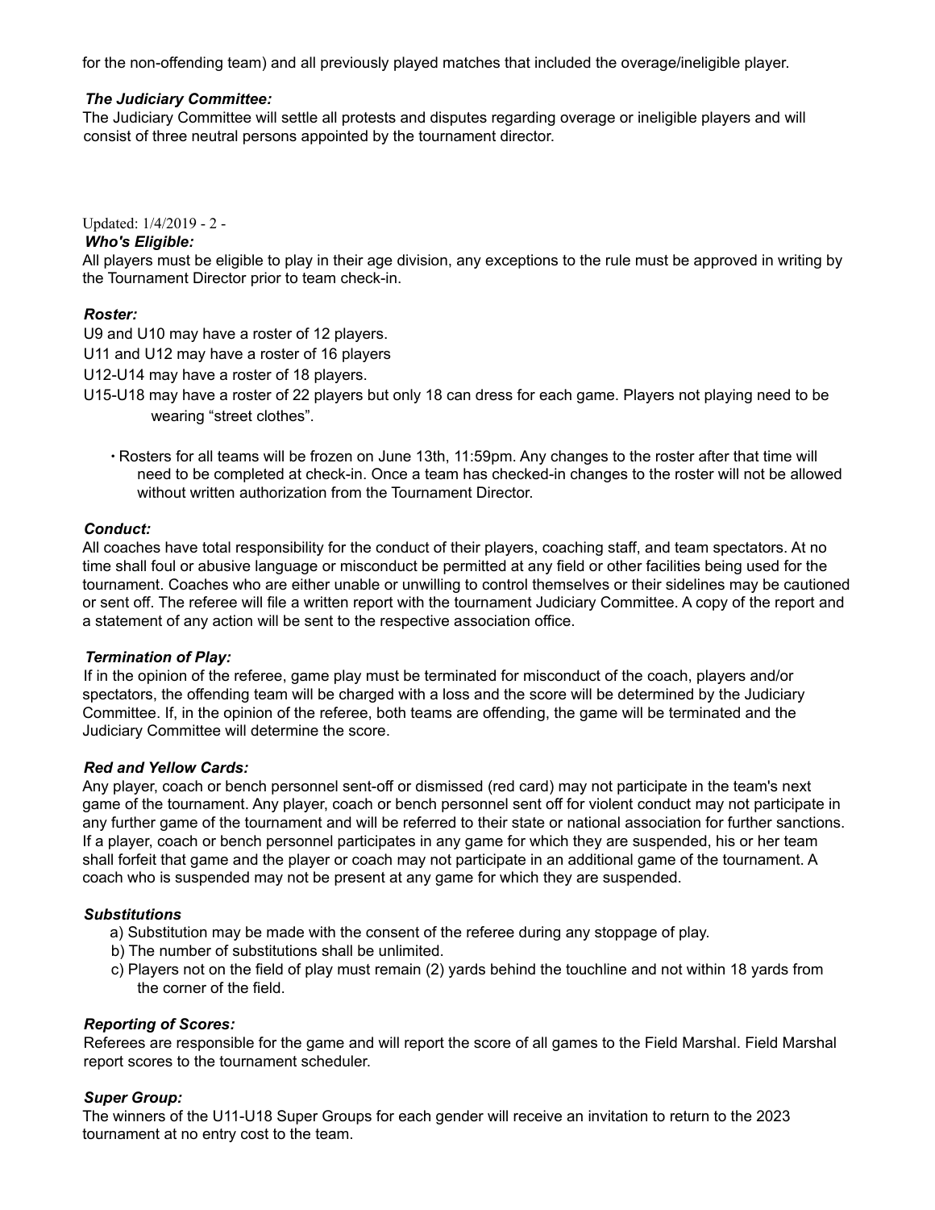for the non-offending team) and all previously played matches that included the overage/ineligible player.

***The Judiciary Committee:***

The Judiciary Committee will settle all protests and disputes regarding overage or ineligible players and will consist of three neutral persons appointed by the tournament director.

Updated: 1/4/2019

***Who's Eligible:***

All players must be eligible to play in their age division, any exceptions to the rule must be approved in writing by the Tournament Director prior to team check-in.

***Roster:***

U9 and U10 may have a roster of 12 players.

U11 and U12 may have a roster of 16 players

U12-U14 may have a roster of 18 players.

U15-U18 may have a roster of 22 players but only 18 can dress for each game. Players not playing need to be wearing "street clothes".

- Rosters for all teams will be frozen on June 13th, 11:59pm. Any changes to the roster after that time will need to be completed at check-in. Once a team has checked-in changes to the roster will not be allowed without written authorization from the Tournament Director.

***Conduct:***

All coaches have total responsibility for the conduct of their players, coaching staff, and team spectators. At no time shall foul or abusive language or misconduct be permitted at any field or other facilities being used for the tournament. Coaches who are either unable or unwilling to control themselves or their sidelines may be cautioned or sent off. The referee will file a written report with the tournament Judiciary Committee. A copy of the report and a statement of any action will be sent to the respective association office.

***Termination of Play:***

If in the opinion of the referee, game play must be terminated for misconduct of the coach, players and/or spectators, the offending team will be charged with a loss and the score will be determined by the Judiciary Committee. If, in the opinion of the referee, both teams are offending, the game will be terminated and the Judiciary Committee will determine the score.

***Red and Yellow Cards:***

Any player, coach or bench personnel sent-off or dismissed (red card) may not participate in the team's next game of the tournament. Any player, coach or bench personnel sent off for violent conduct may not participate in any further game of the tournament and will be referred to their state or national association for further sanctions. If a player, coach or bench personnel participates in any game for which they are suspended, his or her team shall forfeit that game and the player or coach may not participate in an additional game of the tournament. A coach who is suspended may not be present at any game for which they are suspended.

***Substitutions***

a) Substitution may be made with the consent of the referee during any stoppage of play.

b) The number of substitutions shall be unlimited.

c) Players not on the field of play must remain (2) yards behind the touchline and not within 18 yards from the corner of the field.

***Reporting of Scores:***

Referees are responsible for the game and will report the score of all games to the Field Marshal. Field Marshal report scores to the tournament scheduler.

***Super Group:***

The winners of the U11-U18 Super Groups for each gender will receive an invitation to return to the 2023 tournament at no entry cost to the team.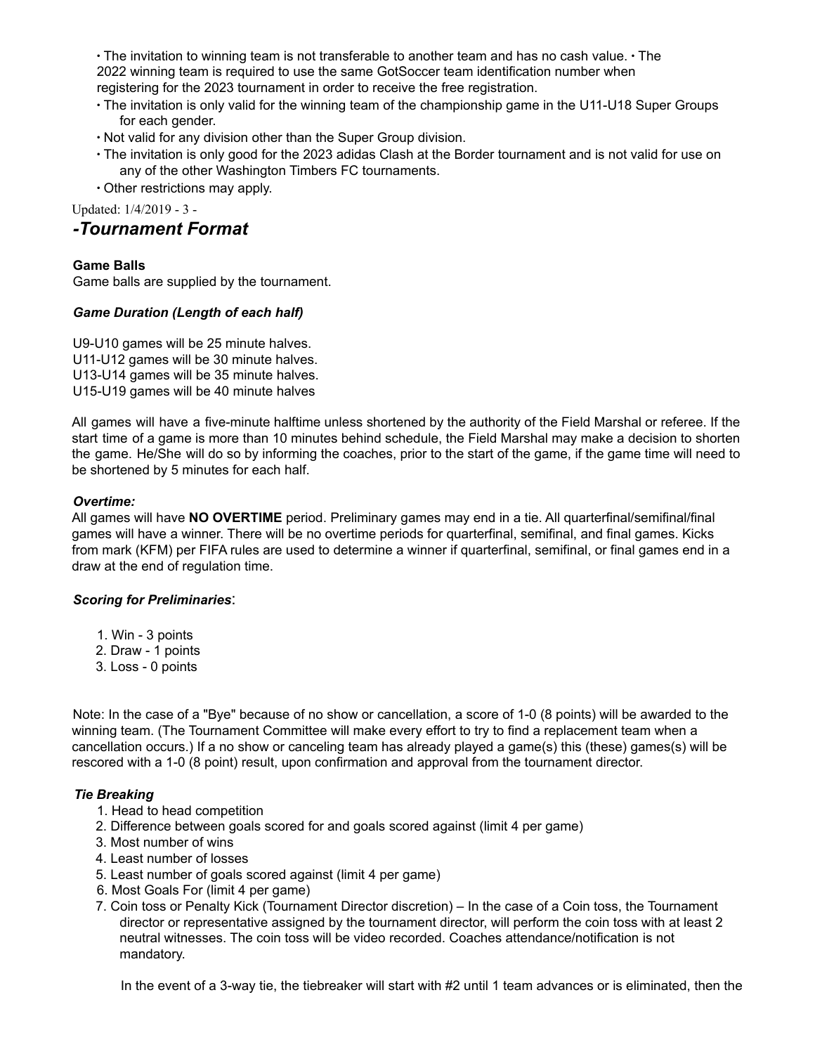- The invitation to winning team is not transferable to another team and has no cash value. • The 2022 winning team is required to use the same GotSoccer team identification number when registering for the 2023 tournament in order to receive the free registration.
- The invitation is only valid for the winning team of the championship game in the U11-U18 Super Groups for each gender.
- Not valid for any division other than the Super Group division.
- The invitation is only good for the 2023 adidas Clash at the Border tournament and is not valid for use on any of the other Washington Timbers FC tournaments.
- Other restrictions may apply.

Updated: 1/4/2019

## *-Tournament Format*

**Game Balls**

Game balls are supplied by the tournament.

***Game Duration (Length of each half)***

U9-U10 games will be 25 minute halves.
U11-U12 games will be 30 minute halves.
U13-U14 games will be 35 minute halves.
U15-U19 games will be 40 minute halves

All games will have a five-minute halftime unless shortened by the authority of the Field Marshal or referee. If the start time of a game is more than 10 minutes behind schedule, the Field Marshal may make a decision to shorten the game. He/She will do so by informing the coaches, prior to the start of the game, if the game time will need to be shortened by 5 minutes for each half.

***Overtime:***

All games will have **NO OVERTIME** period. Preliminary games may end in a tie. All quarterfinal/semifinal/final games will have a winner. There will be no overtime periods for quarterfinal, semifinal, and final games. Kicks from mark (KFM) per FIFA rules are used to determine a winner if quarterfinal, semifinal, or final games end in a draw at the end of regulation time.

***Scoring for Preliminaries***:

1. Win - 3 points
2. Draw - 1 points
3. Loss - 0 points

Note: In the case of a "Bye" because of no show or cancellation, a score of 1-0 (8 points) will be awarded to the winning team. (The Tournament Committee will make every effort to try to find a replacement team when a cancellation occurs.) If a no show or canceling team has already played a game(s) this (these) games(s) will be rescored with a 1-0 (8 point) result, upon confirmation and approval from the tournament director.

***Tie Breaking***

1. Head to head competition
2. Difference between goals scored for and goals scored against (limit 4 per game)
3. Most number of wins
4. Least number of losses
5. Least number of goals scored against (limit 4 per game)
6. Most Goals For (limit 4 per game)
7. Coin toss or Penalty Kick (Tournament Director discretion) – In the case of a Coin toss, the Tournament director or representative assigned by the tournament director, will perform the coin toss with at least 2 neutral witnesses. The coin toss will be video recorded. Coaches attendance/notification is not mandatory.

In the event of a 3-way tie, the tiebreaker will start with #2 until 1 team advances or is eliminated, then the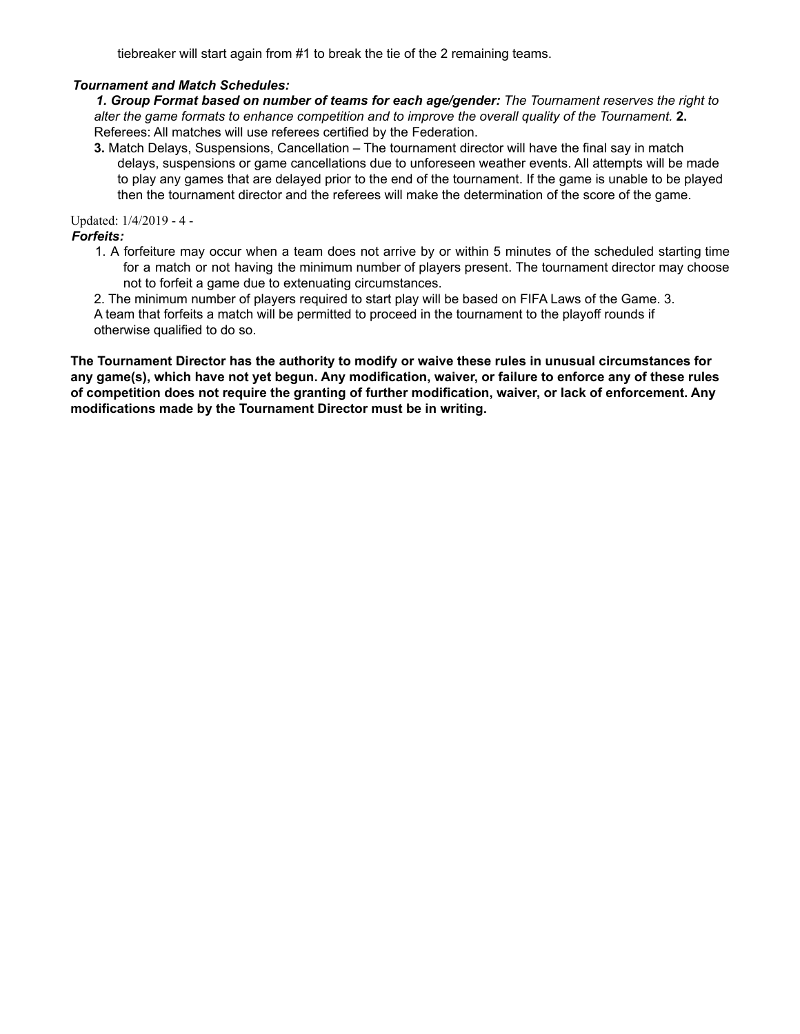tiebreaker will start again from #1 to break the tie of the 2 remaining teams.

***Tournament and Match Schedules:***

1. ***Group Format based on number of teams for each age/gender:*** *The Tournament reserves the right to alter the game formats to enhance competition and to improve the overall quality of the Tournament.*
2. Referees: All matches will use referees certified by the Federation.
3. Match Delays, Suspensions, Cancellation – The tournament director will have the final say in match delays, suspensions or game cancellations due to unforeseen weather events. All attempts will be made to play any games that are delayed prior to the end of the tournament. If the game is unable to be played then the tournament director and the referees will make the determination of the score of the game.

Updated: 1/4/2019

***Forfeits:***

1. A forfeiture may occur when a team does not arrive by or within 5 minutes of the scheduled starting time for a match or not having the minimum number of players present. The tournament director may choose not to forfeit a game due to extenuating circumstances.
2. The minimum number of players required to start play will be based on FIFA Laws of the Game.
3. A team that forfeits a match will be permitted to proceed in the tournament to the playoff rounds if otherwise qualified to do so.

**The Tournament Director has the authority to modify or waive these rules in unusual circumstances for any game(s), which have not yet begun. Any modification, waiver, or failure to enforce any of these rules of competition does not require the granting of further modification, waiver, or lack of enforcement. Any modifications made by the Tournament Director must be in writing.**